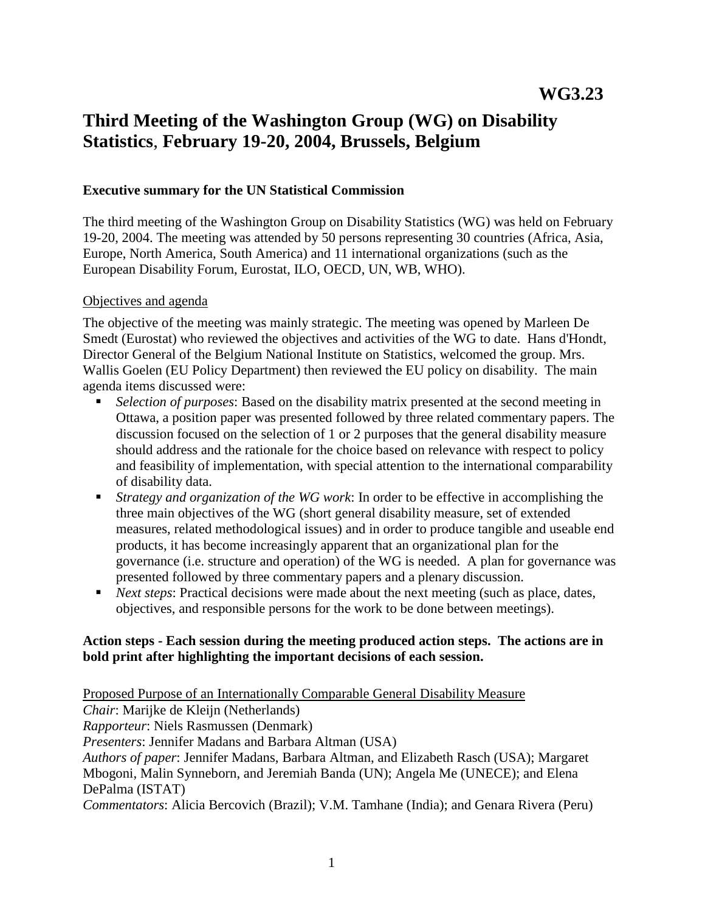**WG3.23**

# Third Meeting of the Washington Group (WG) on Disability Statistics, February 19-20, 2004, Brussels, Belgium

**Executive summary for the UN Statistical Commission**

The third meeting of the Washington Group on Disability Statistics (WG) was held on February 19-20, 2004. The meeting was attended by 50 persons representing 30 countries (Africa, Asia, Europe, North America, South America) and 11 international organizations (such as the European Disability Forum, Eurostat, ILO, OECD, UN, WB, WHO).

Objectives and agenda

The objective of the meeting was mainly strategic. The meeting was opened by Marleen De Smedt (Eurostat) who reviewed the objectives and activities of the WG to date. Hans d'Hondt, Director General of the Belgium National Institute on Statistics, welcomed the group. Mrs. Wallis Goelen (EU Policy Department) then reviewed the EU policy on disability. The main agenda items discussed were:

- *Selection of purposes*: Based on the disability matrix presented at the second meeting in Ottawa, a position paper was presented followed by three related commentary papers. The discussion focused on the selection of 1 or 2 purposes that the general disability measure should address and the rationale for the choice based on relevance with respect to policy and feasibility of implementation, with special attention to the international comparability of disability data.
- *Strategy and organization of the WG work*: In order to be effective in accomplishing the three main objectives of the WG (short general disability measure, set of extended measures, related methodological issues) and in order to produce tangible and useable end products, it has become increasingly apparent that an organizational plan for the governance (i.e. structure and operation) of the WG is needed. A plan for governance was presented followed by three commentary papers and a plenary discussion.
- *Next steps*: Practical decisions were made about the next meeting (such as place, dates, objectives, and responsible persons for the work to be done between meetings).

**Action steps - Each session during the meeting produced action steps. The actions are in bold print after highlighting the important decisions of each session.**

Proposed Purpose of an Internationally Comparable General Disability Measure
*Chair*: Marijke de Kleijn (Netherlands)
*Rapporteur*: Niels Rasmussen (Denmark)
*Presenters*: Jennifer Madans and Barbara Altman (USA)
*Authors of paper*: Jennifer Madans, Barbara Altman, and Elizabeth Rasch (USA); Margaret Mbogoni, Malin Synneborn, and Jeremiah Banda (UN); Angela Me (UNECE); and Elena DePalma (ISTAT)
*Commentators*: Alicia Bercovich (Brazil); V.M. Tamhane (India); and Genara Rivera (Peru)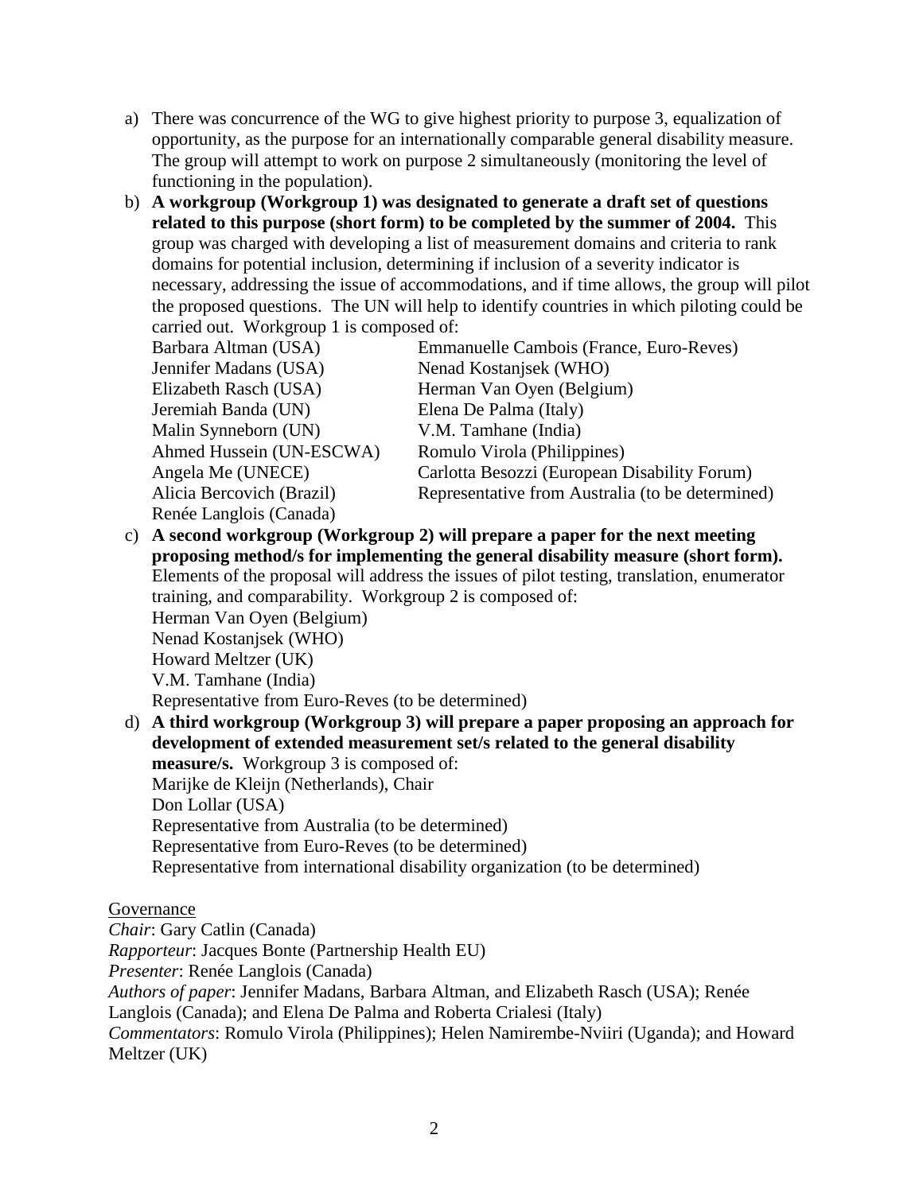a) There was concurrence of the WG to give highest priority to purpose 3, equalization of opportunity, as the purpose for an internationally comparable general disability measure. The group will attempt to work on purpose 2 simultaneously (monitoring the level of functioning in the population).

b) **A workgroup (Workgroup 1) was designated to generate a draft set of questions related to this purpose (short form) to be completed by the summer of 2004.** This group was charged with developing a list of measurement domains and criteria to rank domains for potential inclusion, determining if inclusion of a severity indicator is necessary, addressing the issue of accommodations, and if time allows, the group will pilot the proposed questions. The UN will help to identify countries in which piloting could be carried out. Workgroup 1 is composed of:

   Barbara Altman (USA)
   Jennifer Madans (USA)
   Elizabeth Rasch (USA)
   Jeremiah Banda (UN)
   Malin Synneborn (UN)
   Ahmed Hussein (UN-ESCWA)
   Angela Me (UNECE)
   Alicia Bercovich (Brazil)
   Renée Langlois (Canada)
   Emmanuelle Cambois (France, Euro-Reves)
   Nenad Kostanjsek (WHO)
   Herman Van Oyen (Belgium)
   Elena De Palma (Italy)
   V.M. Tamhane (India)
   Romulo Virola (Philippines)
   Carlotta Besozzi (European Disability Forum)
   Representative from Australia (to be determined)

c) **A second workgroup (Workgroup 2) will prepare a paper for the next meeting proposing method/s for implementing the general disability measure (short form).** Elements of the proposal will address the issues of pilot testing, translation, enumerator training, and comparability. Workgroup 2 is composed of:

   Herman Van Oyen (Belgium)
   Nenad Kostanjsek (WHO)
   Howard Meltzer (UK)
   V.M. Tamhane (India)
   Representative from Euro-Reves (to be determined)

d) **A third workgroup (Workgroup 3) will prepare a paper proposing an approach for development of extended measurement set/s related to the general disability measure/s.** Workgroup 3 is composed of:

   Marijke de Kleijn (Netherlands), Chair
   Don Lollar (USA)
   Representative from Australia (to be determined)
   Representative from Euro-Reves (to be determined)
   Representative from international disability organization (to be determined)

Governance

*Chair*: Gary Catlin (Canada)
*Rapporteur*: Jacques Bonte (Partnership Health EU)
*Presenter*: Renée Langlois (Canada)
*Authors of paper*: Jennifer Madans, Barbara Altman, and Elizabeth Rasch (USA); Renée Langlois (Canada); and Elena De Palma and Roberta Crialesi (Italy)
*Commentators*: Romulo Virola (Philippines); Helen Namirembe-Nviiri (Uganda); and Howard Meltzer (UK)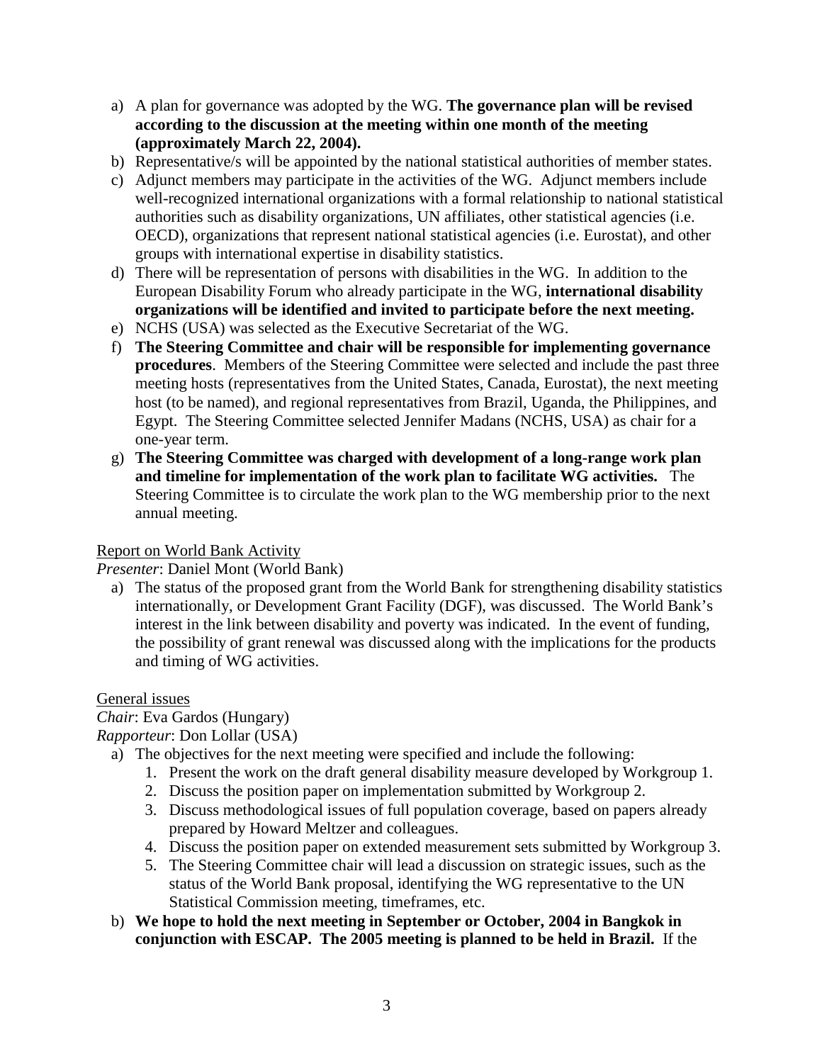a) A plan for governance was adopted by the WG. **The governance plan will be revised according to the discussion at the meeting within one month of the meeting (approximately March 22, 2004).**
b) Representative/s will be appointed by the national statistical authorities of member states.
c) Adjunct members may participate in the activities of the WG. Adjunct members include well-recognized international organizations with a formal relationship to national statistical authorities such as disability organizations, UN affiliates, other statistical agencies (i.e. OECD), organizations that represent national statistical agencies (i.e. Eurostat), and other groups with international expertise in disability statistics.
d) There will be representation of persons with disabilities in the WG. In addition to the European Disability Forum who already participate in the WG, **international disability organizations will be identified and invited to participate before the next meeting.**
e) NCHS (USA) was selected as the Executive Secretariat of the WG.
f) **The Steering Committee and chair will be responsible for implementing governance procedures**. Members of the Steering Committee were selected and include the past three meeting hosts (representatives from the United States, Canada, Eurostat), the next meeting host (to be named), and regional representatives from Brazil, Uganda, the Philippines, and Egypt. The Steering Committee selected Jennifer Madans (NCHS, USA) as chair for a one-year term.
g) **The Steering Committee was charged with development of a long-range work plan and timeline for implementation of the work plan to facilitate WG activities.** The Steering Committee is to circulate the work plan to the WG membership prior to the next annual meeting.

<u>Report on World Bank Activity</u>

*Presenter*: Daniel Mont (World Bank)

a) The status of the proposed grant from the World Bank for strengthening disability statistics internationally, or Development Grant Facility (DGF), was discussed. The World Bank's interest in the link between disability and poverty was indicated. In the event of funding, the possibility of grant renewal was discussed along with the implications for the products and timing of WG activities.

<u>General issues</u>

*Chair*: Eva Gardos (Hungary)
*Rapporteur*: Don Lollar (USA)

a) The objectives for the next meeting were specified and include the following:
    1. Present the work on the draft general disability measure developed by Workgroup 1.
    2. Discuss the position paper on implementation submitted by Workgroup 2.
    3. Discuss methodological issues of full population coverage, based on papers already prepared by Howard Meltzer and colleagues.
    4. Discuss the position paper on extended measurement sets submitted by Workgroup 3.
    5. The Steering Committee chair will lead a discussion on strategic issues, such as the status of the World Bank proposal, identifying the WG representative to the UN Statistical Commission meeting, timeframes, etc.
b) **We hope to hold the next meeting in September or October, 2004 in Bangkok in conjunction with ESCAP. The 2005 meeting is planned to be held in Brazil.** If the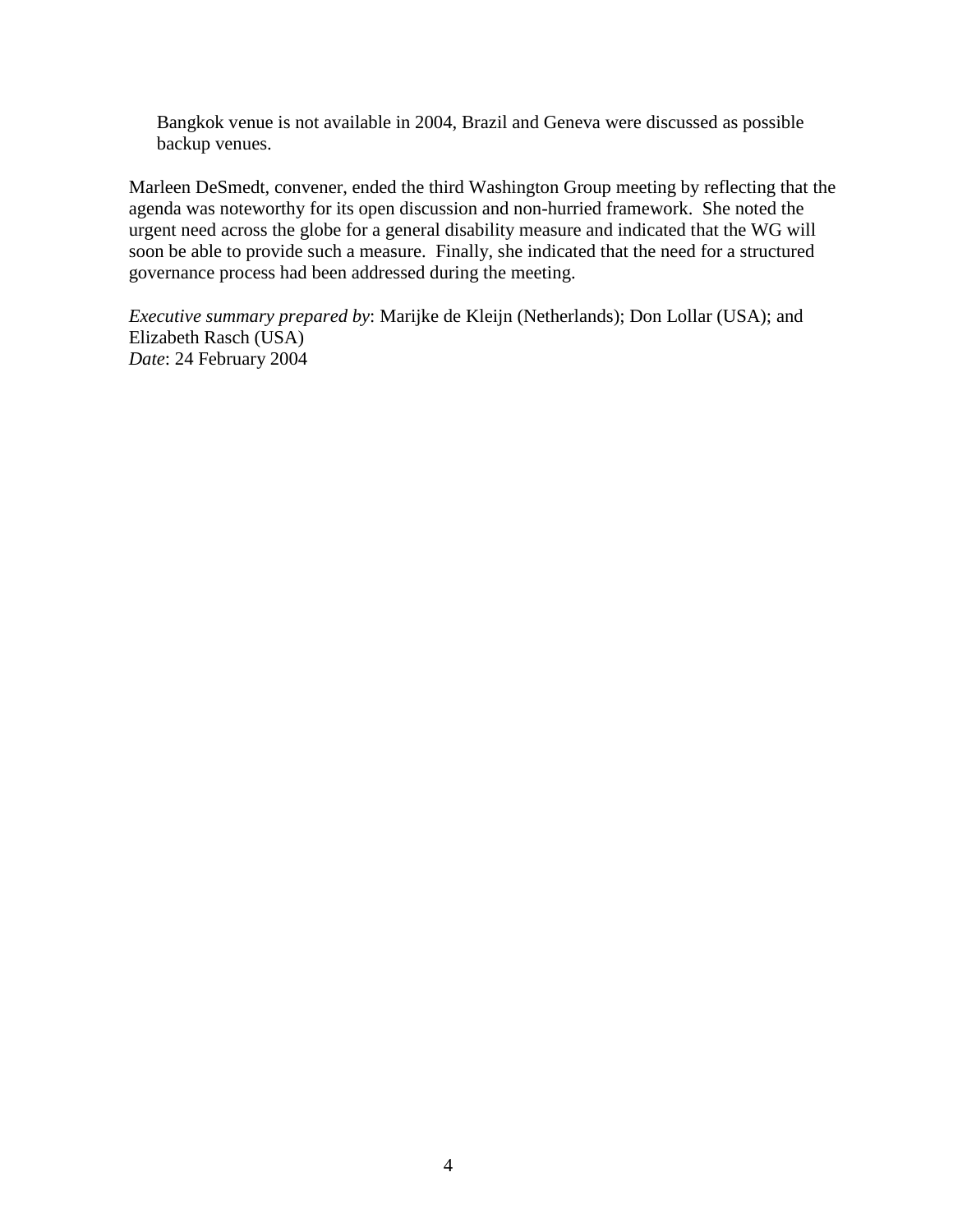Bangkok venue is not available in 2004, Brazil and Geneva were discussed as possible backup venues.

Marleen DeSmedt, convener, ended the third Washington Group meeting by reflecting that the agenda was noteworthy for its open discussion and non-hurried framework. She noted the urgent need across the globe for a general disability measure and indicated that the WG will soon be able to provide such a measure. Finally, she indicated that the need for a structured governance process had been addressed during the meeting.

*Executive summary prepared by*: Marijke de Kleijn (Netherlands); Don Lollar (USA); and Elizabeth Rasch (USA)
*Date*: 24 February 2004